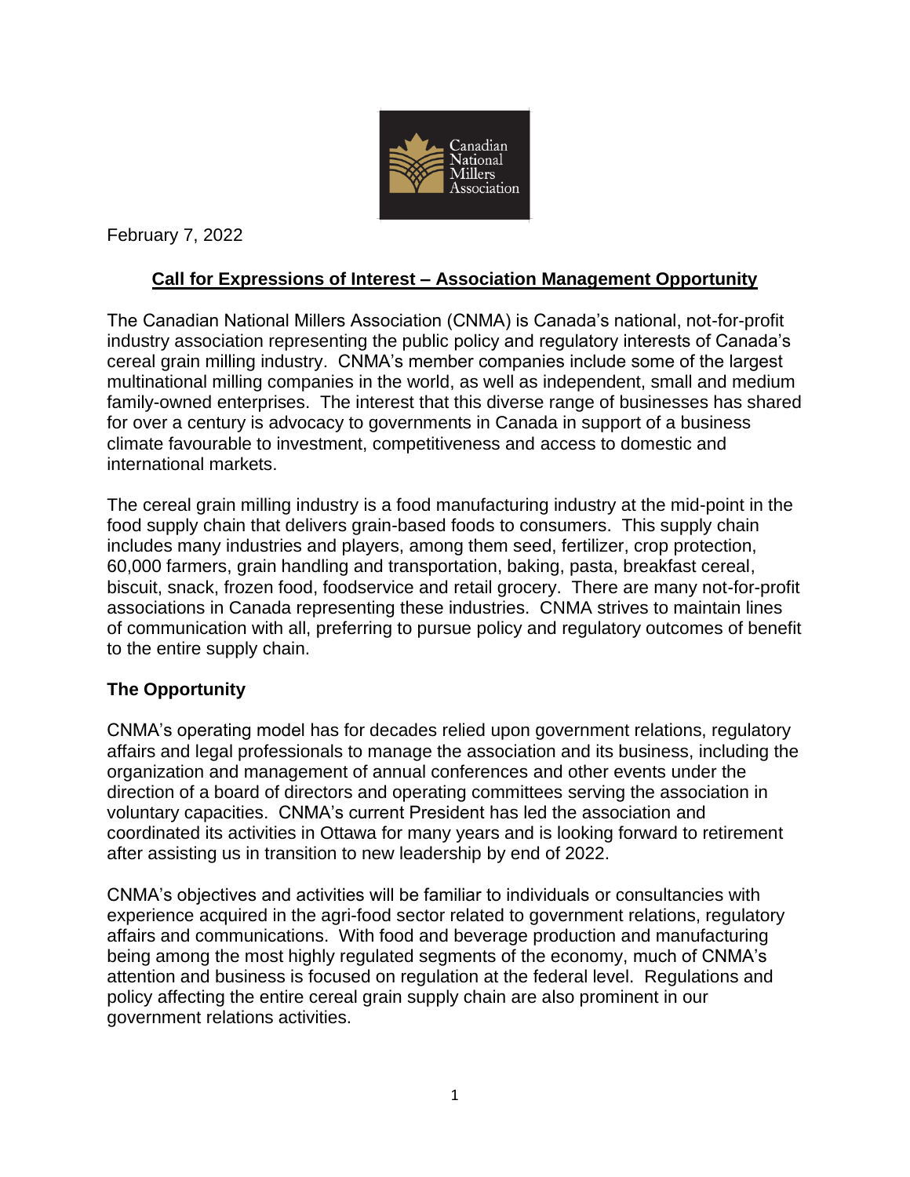February 7, 2022

## Call for Expressions of Interest – Association Management Opportunity

The Canadian National Millers Association (CNMA) is Canada's national, not-for-profit industry association representing the public policy and regulatory interests of Canada's cereal grain milling industry. CNMA's member companies include some of the largest multinational milling companies in the world, as well as independent, small and medium family-owned enterprises. The interest that this diverse range of businesses has shared for over a century is advocacy to governments in Canada in support of a business climate favourable to investment, competitiveness and access to domestic and international markets.

The cereal grain milling industry is a food manufacturing industry at the mid-point in the food supply chain that delivers grain-based foods to consumers. This supply chain includes many industries and players, among them seed, fertilizer, crop protection, 60,000 farmers, grain handling and transportation, baking, pasta, breakfast cereal, biscuit, snack, frozen food, foodservice and retail grocery. There are many not-for-profit associations in Canada representing these industries. CNMA strives to maintain lines of communication with all, preferring to pursue policy and regulatory outcomes of benefit to the entire supply chain.

### The Opportunity

CNMA's operating model has for decades relied upon government relations, regulatory affairs and legal professionals to manage the association and its business, including the organization and management of annual conferences and other events under the direction of a board of directors and operating committees serving the association in voluntary capacities. CNMA's current President has led the association and coordinated its activities in Ottawa for many years and is looking forward to retirement after assisting us in transition to new leadership by end of 2022.

CNMA's objectives and activities will be familiar to individuals or consultancies with experience acquired in the agri-food sector related to government relations, regulatory affairs and communications. With food and beverage production and manufacturing being among the most highly regulated segments of the economy, much of CNMA's attention and business is focused on regulation at the federal level. Regulations and policy affecting the entire cereal grain supply chain are also prominent in our government relations activities.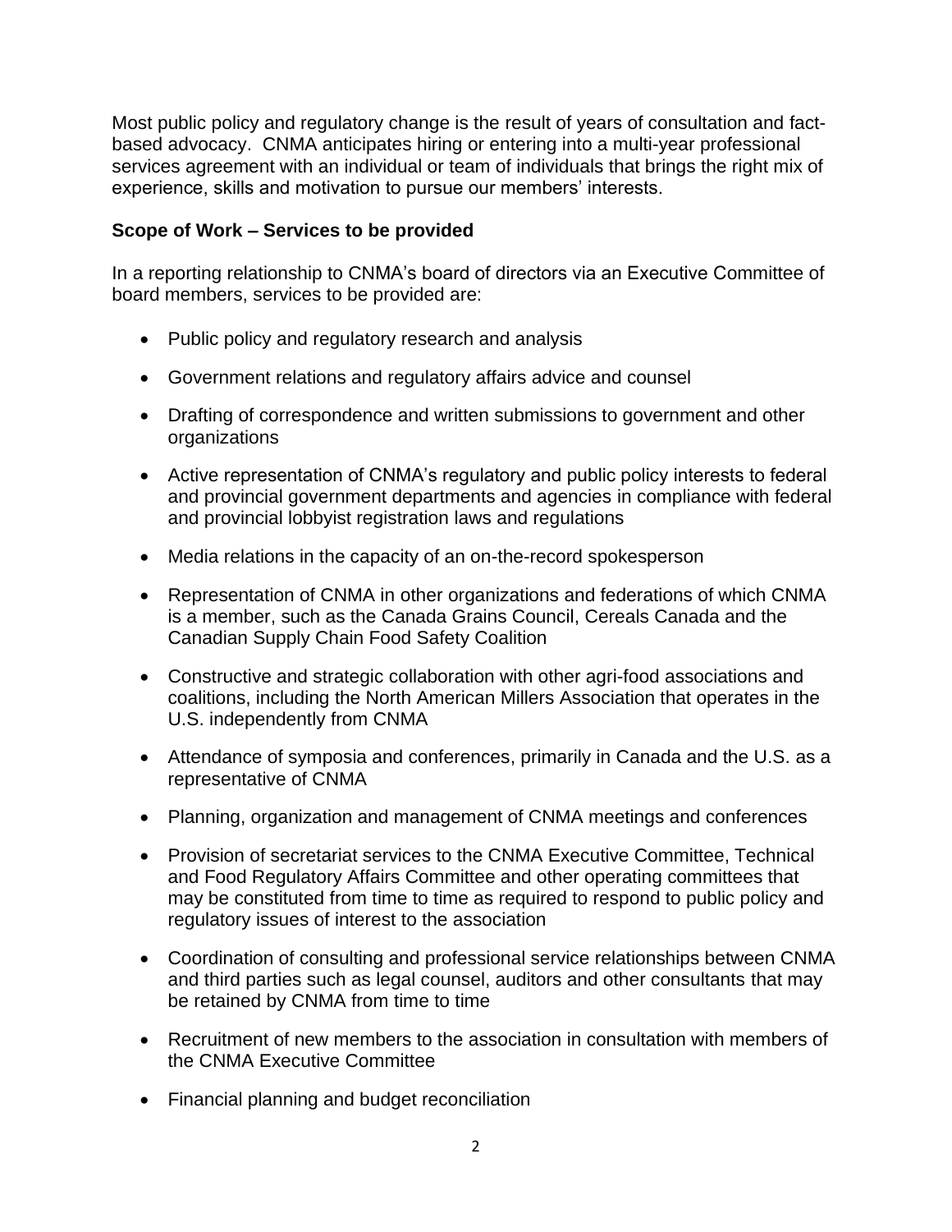Most public policy and regulatory change is the result of years of consultation and fact-based advocacy. CNMA anticipates hiring or entering into a multi-year professional services agreement with an individual or team of individuals that brings the right mix of experience, skills and motivation to pursue our members' interests.

**Scope of Work – Services to be provided**

In a reporting relationship to CNMA's board of directors via an Executive Committee of board members, services to be provided are:

- Public policy and regulatory research and analysis
- Government relations and regulatory affairs advice and counsel
- Drafting of correspondence and written submissions to government and other organizations
- Active representation of CNMA's regulatory and public policy interests to federal and provincial government departments and agencies in compliance with federal and provincial lobbyist registration laws and regulations
- Media relations in the capacity of an on-the-record spokesperson
- Representation of CNMA in other organizations and federations of which CNMA is a member, such as the Canada Grains Council, Cereals Canada and the Canadian Supply Chain Food Safety Coalition
- Constructive and strategic collaboration with other agri-food associations and coalitions, including the North American Millers Association that operates in the U.S. independently from CNMA
- Attendance of symposia and conferences, primarily in Canada and the U.S. as a representative of CNMA
- Planning, organization and management of CNMA meetings and conferences
- Provision of secretariat services to the CNMA Executive Committee, Technical and Food Regulatory Affairs Committee and other operating committees that may be constituted from time to time as required to respond to public policy and regulatory issues of interest to the association
- Coordination of consulting and professional service relationships between CNMA and third parties such as legal counsel, auditors and other consultants that may be retained by CNMA from time to time
- Recruitment of new members to the association in consultation with members of the CNMA Executive Committee
- Financial planning and budget reconciliation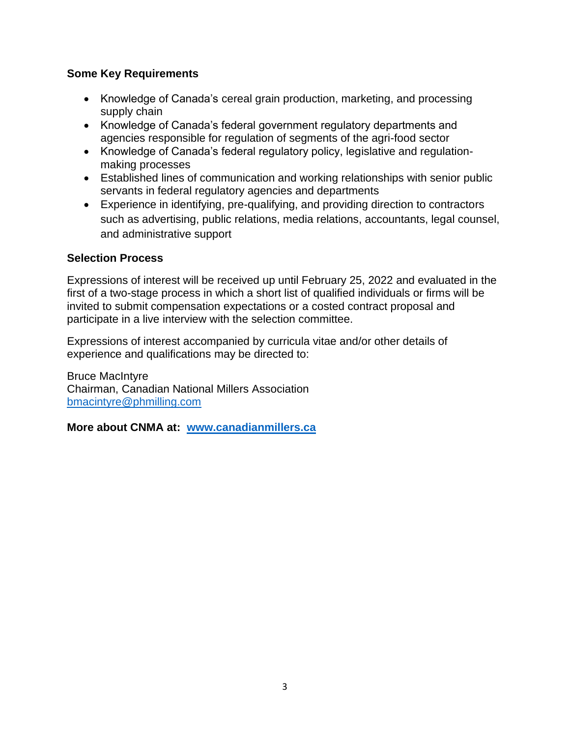### Some Key Requirements

- Knowledge of Canada's cereal grain production, marketing, and processing supply chain
- Knowledge of Canada's federal government regulatory departments and agencies responsible for regulation of segments of the agri-food sector
- Knowledge of Canada's federal regulatory policy, legislative and regulation-making processes
- Established lines of communication and working relationships with senior public servants in federal regulatory agencies and departments
- Experience in identifying, pre-qualifying, and providing direction to contractors such as advertising, public relations, media relations, accountants, legal counsel, and administrative support

### Selection Process

Expressions of interest will be received up until February 25, 2022 and evaluated in the first of a two-stage process in which a short list of qualified individuals or firms will be invited to submit compensation expectations or a costed contract proposal and participate in a live interview with the selection committee.

Expressions of interest accompanied by curricula vitae and/or other details of experience and qualifications may be directed to:

Bruce MacIntyre
Chairman, Canadian National Millers Association
bmacintyre@phmilling.com

**More about CNMA at: www.canadianmillers.ca**